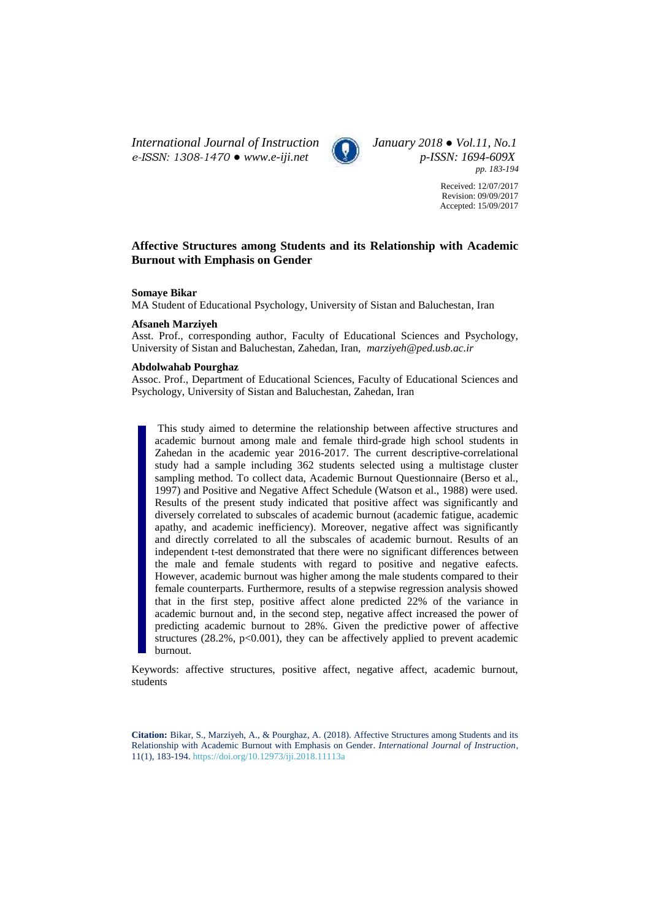Received: 12/07/2017
Revision: 09/09/2017
Accepted: 15/09/2017

# Affective Structures among Students and its Relationship with Academic Burnout with Emphasis on Gender

**Somaye Bikar**

MA Student of Educational Psychology, University of Sistan and Baluchestan, Iran

**Afsaneh Marziyeh**

Asst. Prof., corresponding author, Faculty of Educational Sciences and Psychology, University of Sistan and Baluchestan, Zahedan, Iran, *marziyeh@ped.usb.ac.ir*

**Abdolwahab Pourghaz**

Assoc. Prof., Department of Educational Sciences, Faculty of Educational Sciences and Psychology, University of Sistan and Baluchestan, Zahedan, Iran

This study aimed to determine the relationship between affective structures and academic burnout among male and female third-grade high school students in Zahedan in the academic year 2016-2017. The current descriptive-correlational study had a sample including 362 students selected using a multistage cluster sampling method. To collect data, Academic Burnout Questionnaire (Berso et al., 1997) and Positive and Negative Affect Schedule (Watson et al., 1988) were used. Results of the present study indicated that positive affect was significantly and diversely correlated to subscales of academic burnout (academic fatigue, academic apathy, and academic inefficiency). Moreover, negative affect was significantly and directly correlated to all the subscales of academic burnout. Results of an independent t-test demonstrated that there were no significant differences between the male and female students with regard to positive and negative eafects. However, academic burnout was higher among the male students compared to their female counterparts. Furthermore, results of a stepwise regression analysis showed that in the first step, positive affect alone predicted 22% of the variance in academic burnout and, in the second step, negative affect increased the power of predicting academic burnout to 28%. Given the predictive power of affective structures (28.2%, $p<0.001$), they can be affectively applied to prevent academic burnout.

Keywords: affective structures, positive affect, negative affect, academic burnout, students

**Citation:** Bikar, S., Marziyeh, A., & Pourghaz, A. (2018). Affective Structures among Students and its Relationship with Academic Burnout with Emphasis on Gender. *International Journal of Instruction*, 11(1), 183-194. https://doi.org/10.12973/iji.2018.11113a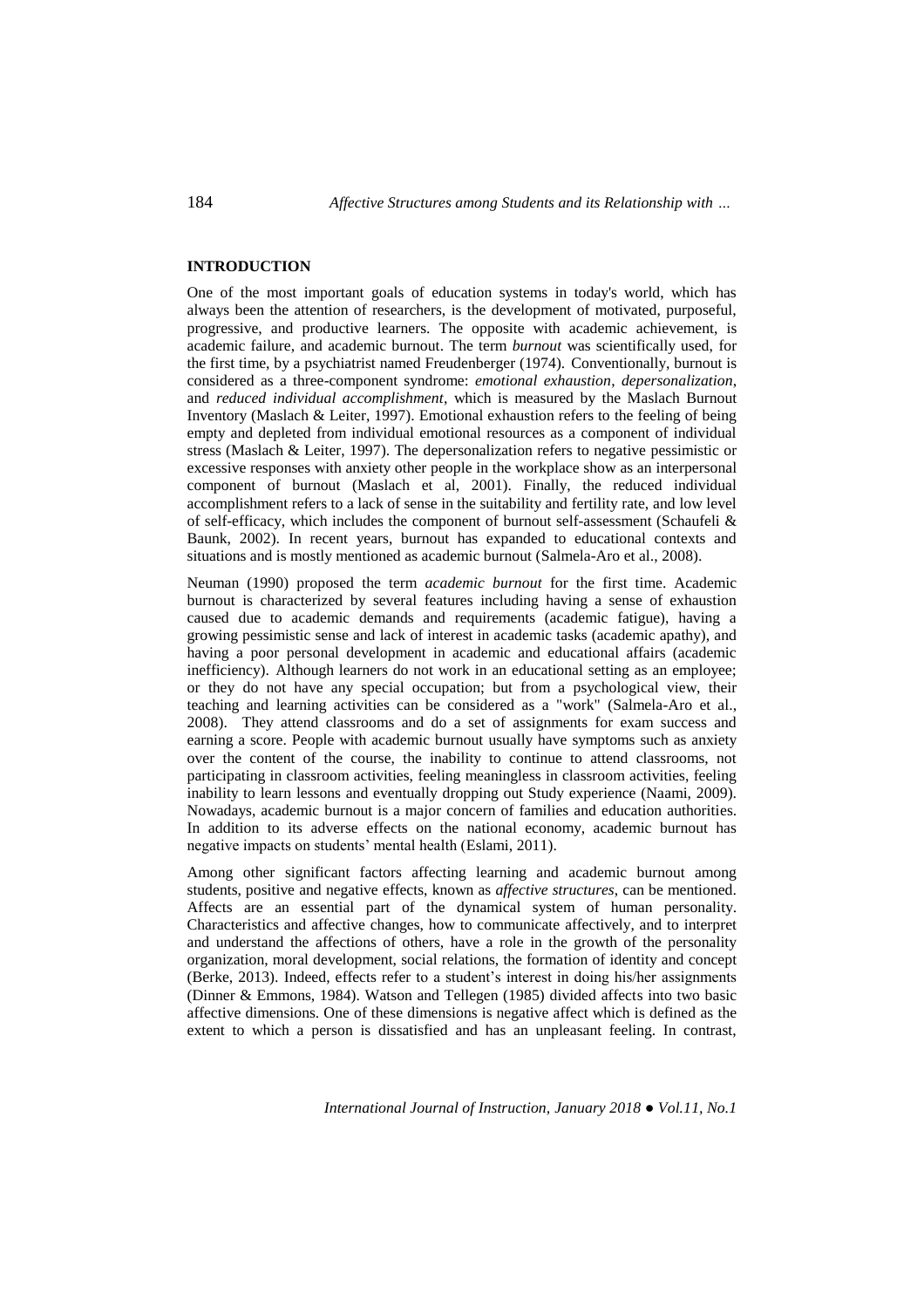## INTRODUCTION

One of the most important goals of education systems in today's world, which has always been the attention of researchers, is the development of motivated, purposeful, progressive, and productive learners. The opposite with academic achievement, is academic failure, and academic burnout. The term *burnout* was scientifically used, for the first time, by a psychiatrist named Freudenberger (1974). Conventionally, burnout is considered as a three-component syndrome: *emotional exhaustion*, *depersonalization*, and *reduced individual accomplishment*, which is measured by the Maslach Burnout Inventory (Maslach & Leiter, 1997). Emotional exhaustion refers to the feeling of being empty and depleted from individual emotional resources as a component of individual stress (Maslach & Leiter, 1997). The depersonalization refers to negative pessimistic or excessive responses with anxiety other people in the workplace show as an interpersonal component of burnout (Maslach et al, 2001). Finally, the reduced individual accomplishment refers to a lack of sense in the suitability and fertility rate, and low level of self-efficacy, which includes the component of burnout self-assessment (Schaufeli & Baunk, 2002). In recent years, burnout has expanded to educational contexts and situations and is mostly mentioned as academic burnout (Salmela-Aro et al., 2008).

Neuman (1990) proposed the term *academic burnout* for the first time. Academic burnout is characterized by several features including having a sense of exhaustion caused due to academic demands and requirements (academic fatigue), having a growing pessimistic sense and lack of interest in academic tasks (academic apathy), and having a poor personal development in academic and educational affairs (academic inefficiency). Although learners do not work in an educational setting as an employee; or they do not have any special occupation; but from a psychological view, their teaching and learning activities can be considered as a "work" (Salmela-Aro et al., 2008). They attend classrooms and do a set of assignments for exam success and earning a score. People with academic burnout usually have symptoms such as anxiety over the content of the course, the inability to continue to attend classrooms, not participating in classroom activities, feeling meaningless in classroom activities, feeling inability to learn lessons and eventually dropping out Study experience (Naami, 2009). Nowadays, academic burnout is a major concern of families and education authorities. In addition to its adverse effects on the national economy, academic burnout has negative impacts on students' mental health (Eslami, 2011).

Among other significant factors affecting learning and academic burnout among students, positive and negative effects, known as *affective structures*, can be mentioned. Affects are an essential part of the dynamical system of human personality. Characteristics and affective changes, how to communicate affectively, and to interpret and understand the affections of others, have a role in the growth of the personality organization, moral development, social relations, the formation of identity and concept (Berke, 2013). Indeed, effects refer to a student's interest in doing his/her assignments (Dinner & Emmons, 1984). Watson and Tellegen (1985) divided affects into two basic affective dimensions. One of these dimensions is negative affect which is defined as the extent to which a person is dissatisfied and has an unpleasant feeling. In contrast,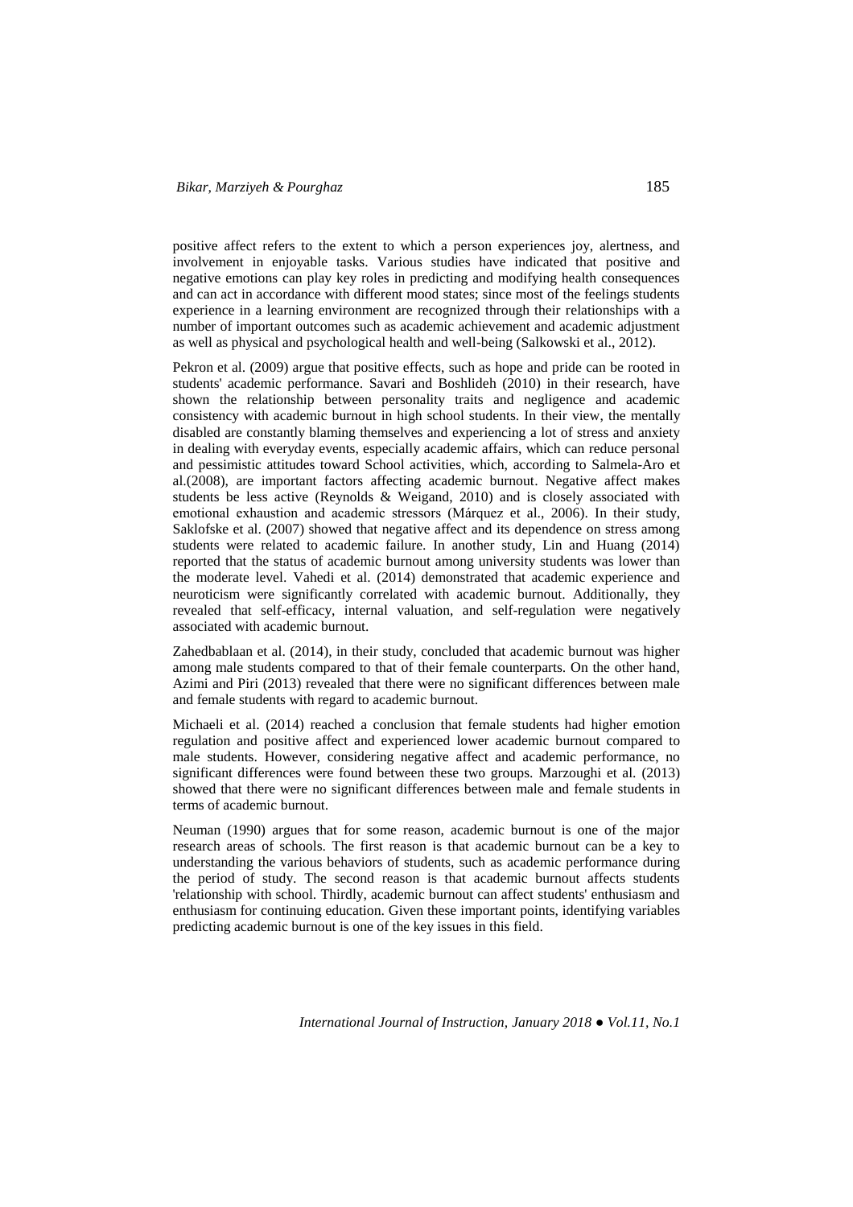positive affect refers to the extent to which a person experiences joy, alertness, and involvement in enjoyable tasks. Various studies have indicated that positive and negative emotions can play key roles in predicting and modifying health consequences and can act in accordance with different mood states; since most of the feelings students experience in a learning environment are recognized through their relationships with a number of important outcomes such as academic achievement and academic adjustment as well as physical and psychological health and well-being (Salkowski et al., 2012).

Pekron et al. (2009) argue that positive effects, such as hope and pride can be rooted in students' academic performance. Savari and Boshlideh (2010) in their research, have shown the relationship between personality traits and negligence and academic consistency with academic burnout in high school students. In their view, the mentally disabled are constantly blaming themselves and experiencing a lot of stress and anxiety in dealing with everyday events, especially academic affairs, which can reduce personal and pessimistic attitudes toward School activities, which, according to Salmela-Aro et al.(2008), are important factors affecting academic burnout. Negative affect makes students be less active (Reynolds & Weigand, 2010) and is closely associated with emotional exhaustion and academic stressors (Márquez et al., 2006). In their study, Saklofske et al. (2007) showed that negative affect and its dependence on stress among students were related to academic failure. In another study, Lin and Huang (2014) reported that the status of academic burnout among university students was lower than the moderate level. Vahedi et al. (2014) demonstrated that academic experience and neuroticism were significantly correlated with academic burnout. Additionally, they revealed that self-efficacy, internal valuation, and self-regulation were negatively associated with academic burnout.

Zahedbablaan et al. (2014), in their study, concluded that academic burnout was higher among male students compared to that of their female counterparts. On the other hand, Azimi and Piri (2013) revealed that there were no significant differences between male and female students with regard to academic burnout.

Michaeli et al. (2014) reached a conclusion that female students had higher emotion regulation and positive affect and experienced lower academic burnout compared to male students. However, considering negative affect and academic performance, no significant differences were found between these two groups. Marzoughi et al. (2013) showed that there were no significant differences between male and female students in terms of academic burnout.

Neuman (1990) argues that for some reason, academic burnout is one of the major research areas of schools. The first reason is that academic burnout can be a key to understanding the various behaviors of students, such as academic performance during the period of study. The second reason is that academic burnout affects students 'relationship with school. Thirdly, academic burnout can affect students' enthusiasm and enthusiasm for continuing education. Given these important points, identifying variables predicting academic burnout is one of the key issues in this field.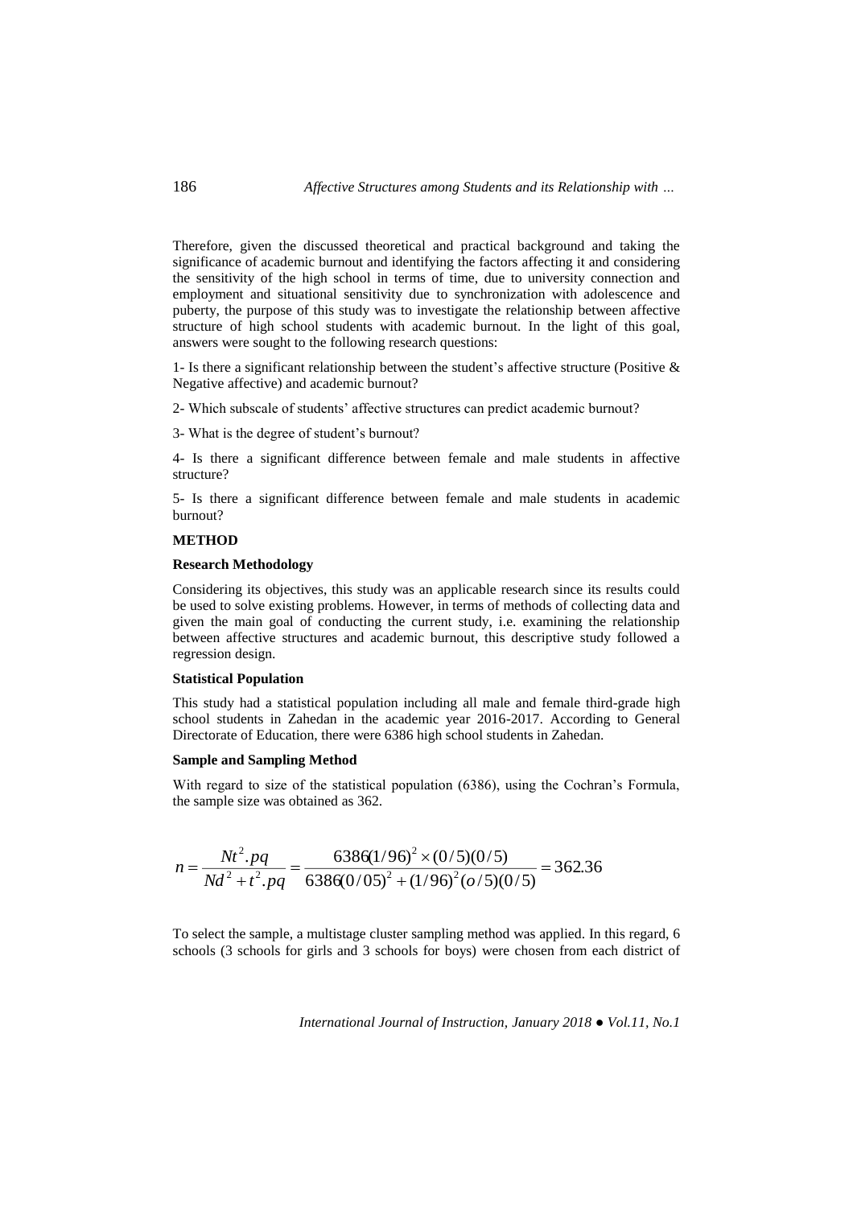Therefore, given the discussed theoretical and practical background and taking the significance of academic burnout and identifying the factors affecting it and considering the sensitivity of the high school in terms of time, due to university connection and employment and situational sensitivity due to synchronization with adolescence and puberty, the purpose of this study was to investigate the relationship between affective structure of high school students with academic burnout. In the light of this goal, answers were sought to the following research questions:

1- Is there a significant relationship between the student's affective structure (Positive & Negative affective) and academic burnout?

2- Which subscale of students' affective structures can predict academic burnout?

3- What is the degree of student's burnout?

4- Is there a significant difference between female and male students in affective structure?

5- Is there a significant difference between female and male students in academic burnout?

## METHOD

### Research Methodology

Considering its objectives, this study was an applicable research since its results could be used to solve existing problems. However, in terms of methods of collecting data and given the main goal of conducting the current study, i.e. examining the relationship between affective structures and academic burnout, this descriptive study followed a regression design.

### Statistical Population

This study had a statistical population including all male and female third-grade high school students in Zahedan in the academic year 2016-2017. According to General Directorate of Education, there were 6386 high school students in Zahedan.

### Sample and Sampling Method

With regard to size of the statistical population (6386), using the Cochran's Formula, the sample size was obtained as 362.

$$n = \frac{Nt^2.pq}{Nd^2 + t^2.pq} = \frac{6386(1/96)^2 \times (0/5)(0/5)}{6386(0/05)^2 + (1/96)^2(o/5)(0/5)} = 362.36$$

To select the sample, a multistage cluster sampling method was applied. In this regard, 6 schools (3 schools for girls and 3 schools for boys) were chosen from each district of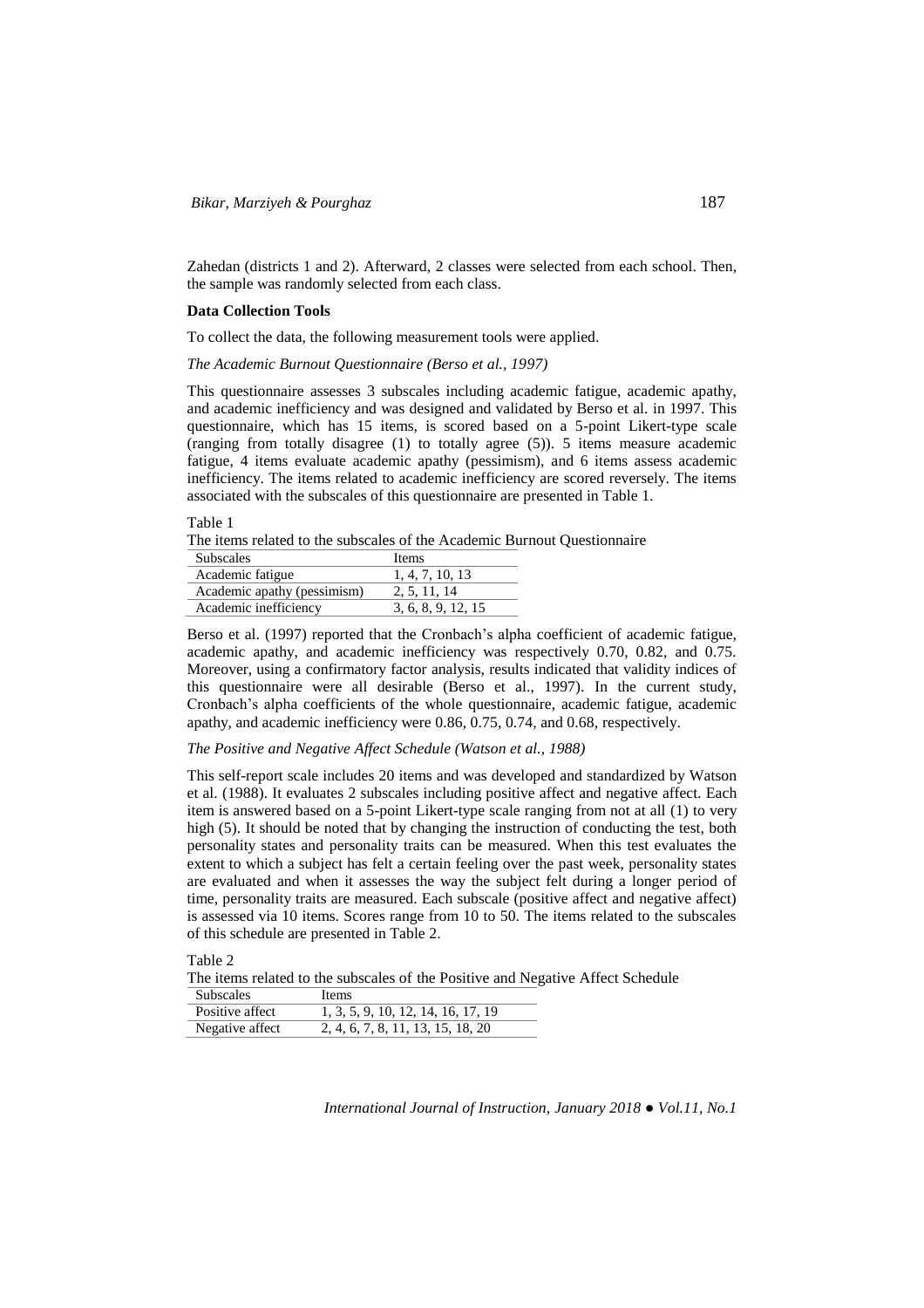Zahedan (districts 1 and 2). Afterward, 2 classes were selected from each school. Then, the sample was randomly selected from each class.

**Data Collection Tools**

To collect the data, the following measurement tools were applied.

*The Academic Burnout Questionnaire (Berso et al., 1997)*

This questionnaire assesses 3 subscales including academic fatigue, academic apathy, and academic inefficiency and was designed and validated by Berso et al. in 1997. This questionnaire, which has 15 items, is scored based on a 5-point Likert-type scale (ranging from totally disagree (1) to totally agree (5)). 5 items measure academic fatigue, 4 items evaluate academic apathy (pessimism), and 6 items assess academic inefficiency. The items related to academic inefficiency are scored reversely. The items associated with the subscales of this questionnaire are presented in Table 1.

Table 1
The items related to the subscales of the Academic Burnout Questionnaire

| Subscales | Items |
|---|---|
| Academic fatigue | 1, 4, 7, 10, 13 |
| Academic apathy (pessimism) | 2, 5, 11, 14 |
| Academic inefficiency | 3, 6, 8, 9, 12, 15 |

Berso et al. (1997) reported that the Cronbach's alpha coefficient of academic fatigue, academic apathy, and academic inefficiency was respectively 0.70, 0.82, and 0.75. Moreover, using a confirmatory factor analysis, results indicated that validity indices of this questionnaire were all desirable (Berso et al., 1997). In the current study, Cronbach's alpha coefficients of the whole questionnaire, academic fatigue, academic apathy, and academic inefficiency were 0.86, 0.75, 0.74, and 0.68, respectively.

*The Positive and Negative Affect Schedule (Watson et al., 1988)*

This self-report scale includes 20 items and was developed and standardized by Watson et al. (1988). It evaluates 2 subscales including positive affect and negative affect. Each item is answered based on a 5-point Likert-type scale ranging from not at all (1) to very high (5). It should be noted that by changing the instruction of conducting the test, both personality states and personality traits can be measured. When this test evaluates the extent to which a subject has felt a certain feeling over the past week, personality states are evaluated and when it assesses the way the subject felt during a longer period of time, personality traits are measured. Each subscale (positive affect and negative affect) is assessed via 10 items. Scores range from 10 to 50. The items related to the subscales of this schedule are presented in Table 2.

Table 2
The items related to the subscales of the Positive and Negative Affect Schedule

| Subscales | Items |
|---|---|
| Positive affect | 1, 3, 5, 9, 10, 12, 14, 16, 17, 19 |
| Negative affect | 2, 4, 6, 7, 8, 11, 13, 15, 18, 20 |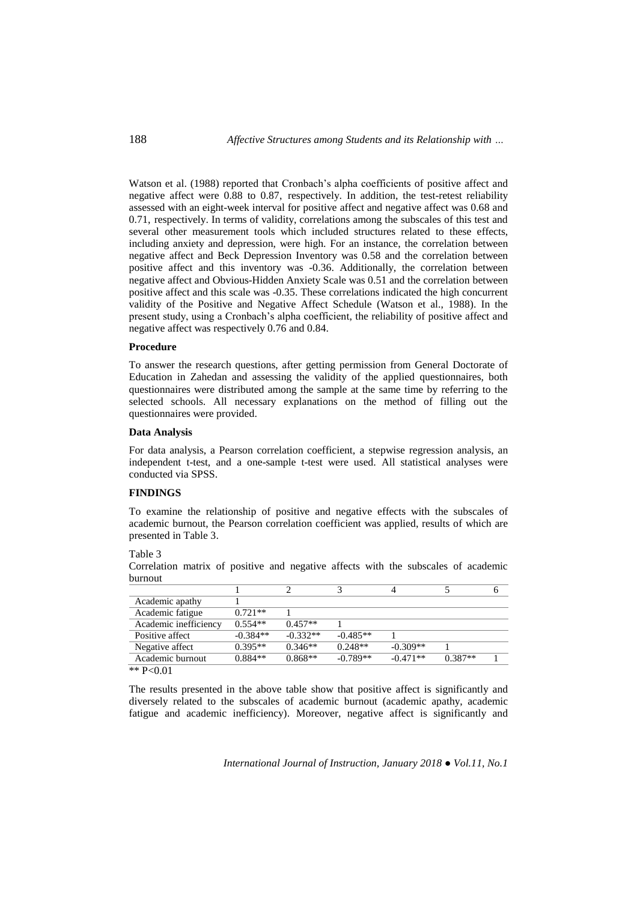Watson et al. (1988) reported that Cronbach's alpha coefficients of positive affect and negative affect were 0.88 to 0.87, respectively. In addition, the test-retest reliability assessed with an eight-week interval for positive affect and negative affect was 0.68 and 0.71, respectively. In terms of validity, correlations among the subscales of this test and several other measurement tools which included structures related to these effects, including anxiety and depression, were high. For an instance, the correlation between negative affect and Beck Depression Inventory was 0.58 and the correlation between positive affect and this inventory was -0.36. Additionally, the correlation between negative affect and Obvious-Hidden Anxiety Scale was 0.51 and the correlation between positive affect and this scale was -0.35. These correlations indicated the high concurrent validity of the Positive and Negative Affect Schedule (Watson et al., 1988). In the present study, using a Cronbach's alpha coefficient, the reliability of positive affect and negative affect was respectively 0.76 and 0.84.

### Procedure

To answer the research questions, after getting permission from General Doctorate of Education in Zahedan and assessing the validity of the applied questionnaires, both questionnaires were distributed among the sample at the same time by referring to the selected schools. All necessary explanations on the method of filling out the questionnaires were provided.

### Data Analysis

For data analysis, a Pearson correlation coefficient, a stepwise regression analysis, an independent t-test, and a one-sample t-test were used. All statistical analyses were conducted via SPSS.

## FINDINGS

To examine the relationship of positive and negative effects with the subscales of academic burnout, the Pearson correlation coefficient was applied, results of which are presented in Table 3.

Table 3

Correlation matrix of positive and negative affects with the subscales of academic burnout

| | 1 | 2 | 3 | 4 | 5 | 6 |
|---|---|---|---|---|---|---|
| Academic apathy | 1 | | | | | |
| Academic fatigue | 0.721** | 1 | | | | |
| Academic inefficiency | 0.554** | 0.457** | 1 | | | |
| Positive affect | -0.384** | -0.332** | -0.485** | 1 | | |
| Negative affect | 0.395** | 0.346** | 0.248** | -0.309** | 1 | |
| Academic burnout | 0.884** | 0.868** | -0.789** | -0.471** | 0.387** | 1 |

** P<0.01

The results presented in the above table show that positive affect is significantly and diversely related to the subscales of academic burnout (academic apathy, academic fatigue and academic inefficiency). Moreover, negative affect is significantly and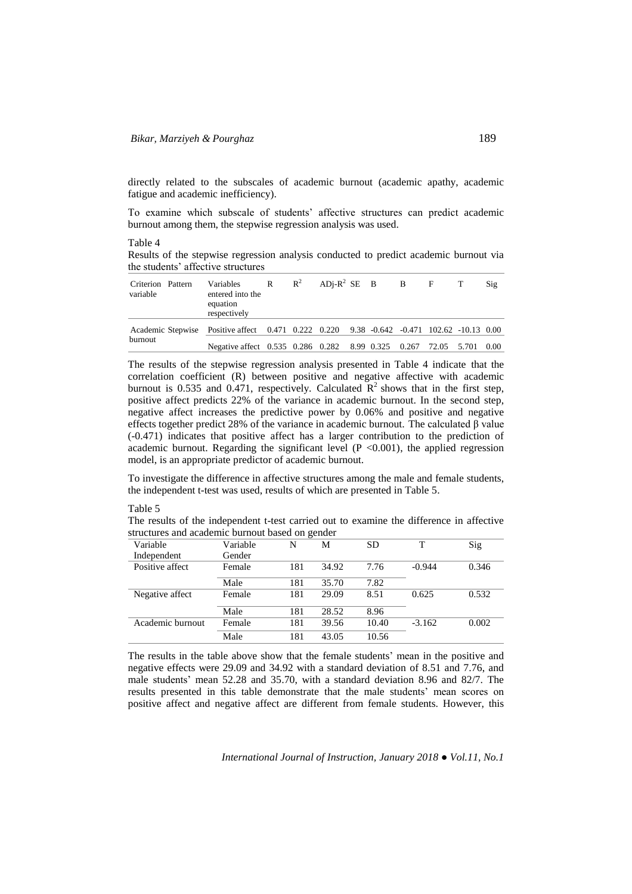directly related to the subscales of academic burnout (academic apathy, academic fatigue and academic inefficiency).

To examine which subscale of students' affective structures can predict academic burnout among them, the stepwise regression analysis was used.

Table 4

Results of the stepwise regression analysis conducted to predict academic burnout via the students' affective structures

| Criterion variable | Pattern | Variables entered into the equation respectively | R | $R^2$ | ADj-$R^2$ | SE | B | Β | F | T | Sig |
|---|---|---|---|---|---|---|---|---|---|---|---|
| Academic burnout | Stepwise | Positive affect | 0.471 | 0.222 | 0.220 | 9.38 | -0.642 | -0.471 | 102.62 | -10.13 | 0.00 |
| | | Negative affect | 0.535 | 0.286 | 0.282 | 8.99 | 0.325 | 0.267 | 72.05 | 5.701 | 0.00 |

The results of the stepwise regression analysis presented in Table 4 indicate that the correlation coefficient (R) between positive and negative affective with academic burnout is 0.535 and 0.471, respectively. Calculated $R^2$ shows that in the first step, positive affect predicts 22% of the variance in academic burnout. In the second step, negative affect increases the predictive power by 0.06% and positive and negative effects together predict 28% of the variance in academic burnout. The calculated β value (-0.471) indicates that positive affect has a larger contribution to the prediction of academic burnout. Regarding the significant level ($P < 0.001$), the applied regression model, is an appropriate predictor of academic burnout.

To investigate the difference in affective structures among the male and female students, the independent t-test was used, results of which are presented in Table 5.

Table 5

The results of the independent t-test carried out to examine the difference in affective structures and academic burnout based on gender

| Variable Independent | Variable Gender | N | M | SD | T | Sig |
|---|---|---|---|---|---|---|
| Positive affect | Female | 181 | 34.92 | 7.76 | -0.944 | 0.346 |
| | Male | 181 | 35.70 | 7.82 | | |
| Negative affect | Female | 181 | 29.09 | 8.51 | 0.625 | 0.532 |
| | Male | 181 | 28.52 | 8.96 | | |
| Academic burnout | Female | 181 | 39.56 | 10.40 | -3.162 | 0.002 |
| | Male | 181 | 43.05 | 10.56 | | |

The results in the table above show that the female students' mean in the positive and negative effects were 29.09 and 34.92 with a standard deviation of 8.51 and 7.76, and male students' mean 52.28 and 35.70, with a standard deviation 8.96 and 82/7. The results presented in this table demonstrate that the male students' mean scores on positive affect and negative affect are different from female students. However, this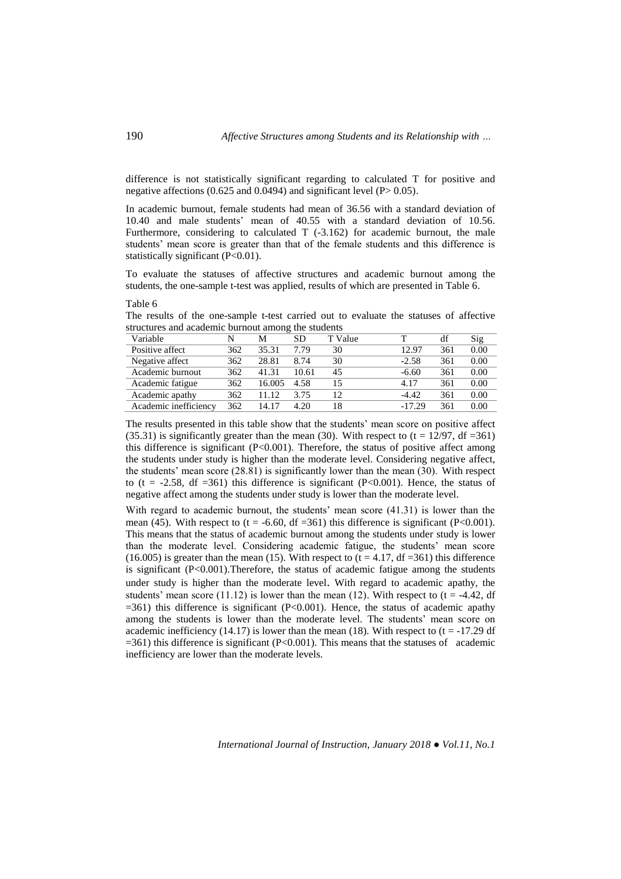difference is not statistically significant regarding to calculated T for positive and negative affections (0.625 and 0.0494) and significant level ($P > 0.05$).

In academic burnout, female students had mean of 36.56 with a standard deviation of 10.40 and male students' mean of 40.55 with a standard deviation of 10.56. Furthermore, considering to calculated T (-3.162) for academic burnout, the male students' mean score is greater than that of the female students and this difference is statistically significant ($P<0.01$).

To evaluate the statuses of affective structures and academic burnout among the students, the one-sample t-test was applied, results of which are presented in Table 6.

Table 6

The results of the one-sample t-test carried out to evaluate the statuses of affective structures and academic burnout among the students

| Variable | N | M | SD | T Value | T | df | Sig |
|---|---|---|---|---|---|---|---|
| Positive affect | 362 | 35.31 | 7.79 | 30 | 12.97 | 361 | 0.00 |
| Negative affect | 362 | 28.81 | 8.74 | 30 | -2.58 | 361 | 0.00 |
| Academic burnout | 362 | 41.31 | 10.61 | 45 | -6.60 | 361 | 0.00 |
| Academic fatigue | 362 | 16.005 | 4.58 | 15 | 4.17 | 361 | 0.00 |
| Academic apathy | 362 | 11.12 | 3.75 | 12 | -4.42 | 361 | 0.00 |
| Academic inefficiency | 362 | 14.17 | 4.20 | 18 | -17.29 | 361 | 0.00 |

The results presented in this table show that the students' mean score on positive affect (35.31) is significantly greater than the mean (30). With respect to ($t = 12/97$, $df = 361$) this difference is significant ($P<0.001$). Therefore, the status of positive affect among the students under study is higher than the moderate level. Considering negative affect, the students' mean score (28.81) is significantly lower than the mean (30). With respect to ($t = -2.58$, $df = 361$) this difference is significant ($P<0.001$). Hence, the status of negative affect among the students under study is lower than the moderate level.

With regard to academic burnout, the students' mean score (41.31) is lower than the mean (45). With respect to ($t = -6.60$, $df = 361$) this difference is significant ($P<0.001$). This means that the status of academic burnout among the students under study is lower than the moderate level. Considering academic fatigue, the students' mean score (16.005) is greater than the mean (15). With respect to ($t = 4.17$, $df = 361$) this difference is significant ($P<0.001$).Therefore, the status of academic fatigue among the students under study is higher than the moderate level. With regard to academic apathy, the students' mean score (11.12) is lower than the mean (12). With respect to ($t = -4.42$, $df = 361$) this difference is significant ($P<0.001$). Hence, the status of academic apathy among the students is lower than the moderate level. The students' mean score on academic inefficiency (14.17) is lower than the mean (18). With respect to ($t = -17.29$ $df = 361$) this difference is significant ($P<0.001$). This means that the statuses of academic inefficiency are lower than the moderate levels.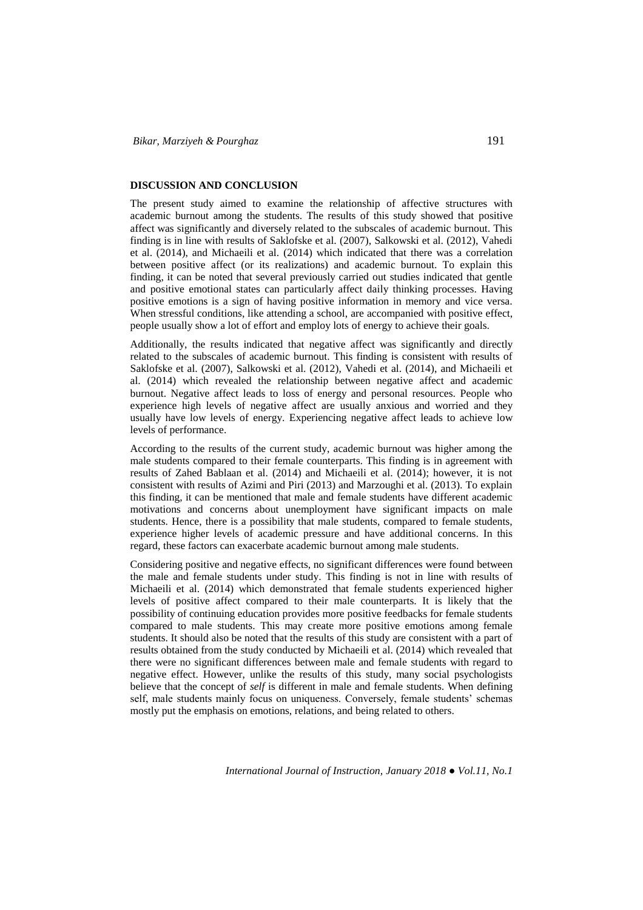## DISCUSSION AND CONCLUSION

The present study aimed to examine the relationship of affective structures with academic burnout among the students. The results of this study showed that positive affect was significantly and diversely related to the subscales of academic burnout. This finding is in line with results of Saklofske et al. (2007), Salkowski et al. (2012), Vahedi et al. (2014), and Michaeili et al. (2014) which indicated that there was a correlation between positive affect (or its realizations) and academic burnout. To explain this finding, it can be noted that several previously carried out studies indicated that gentle and positive emotional states can particularly affect daily thinking processes. Having positive emotions is a sign of having positive information in memory and vice versa. When stressful conditions, like attending a school, are accompanied with positive effect, people usually show a lot of effort and employ lots of energy to achieve their goals.

Additionally, the results indicated that negative affect was significantly and directly related to the subscales of academic burnout. This finding is consistent with results of Saklofske et al. (2007), Salkowski et al. (2012), Vahedi et al. (2014), and Michaeili et al. (2014) which revealed the relationship between negative affect and academic burnout. Negative affect leads to loss of energy and personal resources. People who experience high levels of negative affect are usually anxious and worried and they usually have low levels of energy. Experiencing negative affect leads to achieve low levels of performance.

According to the results of the current study, academic burnout was higher among the male students compared to their female counterparts. This finding is in agreement with results of Zahed Bablaan et al. (2014) and Michaeili et al. (2014); however, it is not consistent with results of Azimi and Piri (2013) and Marzoughi et al. (2013). To explain this finding, it can be mentioned that male and female students have different academic motivations and concerns about unemployment have significant impacts on male students. Hence, there is a possibility that male students, compared to female students, experience higher levels of academic pressure and have additional concerns. In this regard, these factors can exacerbate academic burnout among male students.

Considering positive and negative effects, no significant differences were found between the male and female students under study. This finding is not in line with results of Michaeili et al. (2014) which demonstrated that female students experienced higher levels of positive affect compared to their male counterparts. It is likely that the possibility of continuing education provides more positive feedbacks for female students compared to male students. This may create more positive emotions among female students. It should also be noted that the results of this study are consistent with a part of results obtained from the study conducted by Michaeili et al. (2014) which revealed that there were no significant differences between male and female students with regard to negative effect. However, unlike the results of this study, many social psychologists believe that the concept of *self* is different in male and female students. When defining self, male students mainly focus on uniqueness. Conversely, female students' schemas mostly put the emphasis on emotions, relations, and being related to others.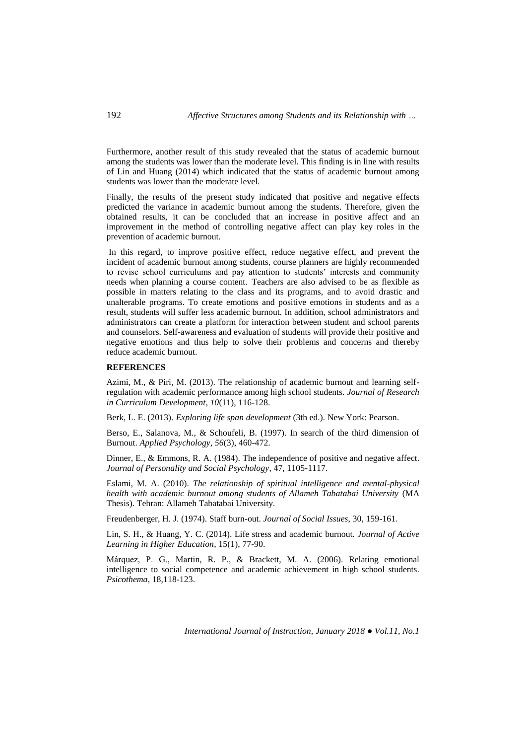Furthermore, another result of this study revealed that the status of academic burnout among the students was lower than the moderate level. This finding is in line with results of Lin and Huang (2014) which indicated that the status of academic burnout among students was lower than the moderate level.

Finally, the results of the present study indicated that positive and negative effects predicted the variance in academic burnout among the students. Therefore, given the obtained results, it can be concluded that an increase in positive affect and an improvement in the method of controlling negative affect can play key roles in the prevention of academic burnout.

In this regard, to improve positive effect, reduce negative effect, and prevent the incident of academic burnout among students, course planners are highly recommended to revise school curriculums and pay attention to students' interests and community needs when planning a course content. Teachers are also advised to be as flexible as possible in matters relating to the class and its programs, and to avoid drastic and unalterable programs. To create emotions and positive emotions in students and as a result, students will suffer less academic burnout. In addition, school administrators and administrators can create a platform for interaction between student and school parents and counselors. Self-awareness and evaluation of students will provide their positive and negative emotions and thus help to solve their problems and concerns and thereby reduce academic burnout.

## REFERENCES

Azimi, M., & Piri, M. (2013). The relationship of academic burnout and learning self-regulation with academic performance among high school students. *Journal of Research in Curriculum Development, 10*(11), 116-128.

Berk, L. E. (2013). *Exploring life span development* (3th ed.). New York: Pearson.

Berso, E., Salanova, M., & Schoufeli, B. (1997). In search of the third dimension of Burnout. *Applied Psychology, 56*(3), 460-472.

Dinner, E., & Emmons, R. A. (1984). The independence of positive and negative affect. *Journal of Personality and Social Psychology*, 47, 1105-1117.

Eslami, M. A. (2010). *The relationship of spiritual intelligence and mental-physical health with academic burnout among students of Allameh Tabatabai University* (MA Thesis). Tehran: Allameh Tabatabai University.

Freudenberger, H. J. (1974). Staff burn-out. *Journal of Social Issues*, 30, 159-161.

Lin, S. H., & Huang, Y. C. (2014). Life stress and academic burnout. *Journal of Active Learning in Higher Education*, 15(1), 77-90.

Márquez, P. G., Martin, R. P., & Brackett, M. A. (2006). Relating emotional intelligence to social competence and academic achievement in high school students. *Psicothema*, 18,118-123.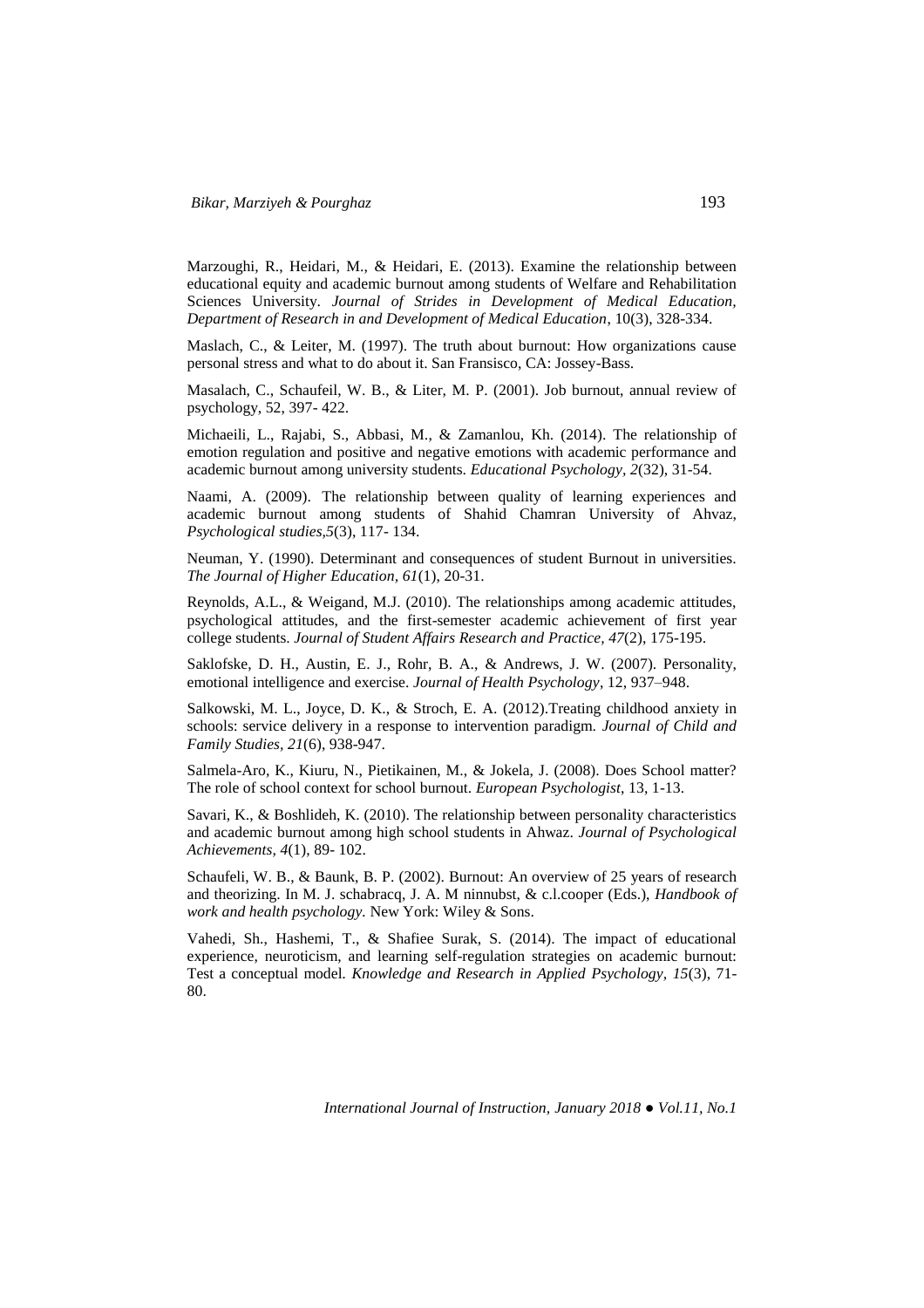Marzoughi, R., Heidari, M., & Heidari, E. (2013). Examine the relationship between educational equity and academic burnout among students of Welfare and Rehabilitation Sciences University. *Journal of Strides in Development of Medical Education, Department of Research in and Development of Medical Education*, 10(3), 328-334.

Maslach, C., & Leiter, M. (1997). The truth about burnout: How organizations cause personal stress and what to do about it. San Fransisco, CA: Jossey-Bass.

Masalach, C., Schaufeil, W. B., & Liter, M. P. (2001). Job burnout, annual review of psychology, 52, 397- 422.

Michaeili, L., Rajabi, S., Abbasi, M., & Zamanlou, Kh. (2014). The relationship of emotion regulation and positive and negative emotions with academic performance and academic burnout among university students. *Educational Psychology, 2*(32), 31-54.

Naami, A. (2009). The relationship between quality of learning experiences and academic burnout among students of Shahid Chamran University of Ahvaz, *Psychological studies,5*(3), 117- 134.

Neuman, Y. (1990). Determinant and consequences of student Burnout in universities. *The Journal of Higher Education, 61*(1), 20-31.

Reynolds, A.L., & Weigand, M.J. (2010). The relationships among academic attitudes, psychological attitudes, and the first-semester academic achievement of first year college students. *Journal of Student Affairs Research and Practice, 47*(2), 175-195.

Saklofske, D. H., Austin, E. J., Rohr, B. A., & Andrews, J. W. (2007). Personality, emotional intelligence and exercise. *Journal of Health Psychology*, 12, 937–948.

Salkowski, M. L., Joyce, D. K., & Stroch, E. A. (2012).Treating childhood anxiety in schools: service delivery in a response to intervention paradigm. *Journal of Child and Family Studies, 21*(6), 938-947.

Salmela-Aro, K., Kiuru, N., Pietikainen, M., & Jokela, J. (2008). Does School matter? The role of school context for school burnout. *European Psychologist*, 13, 1-13.

Savari, K., & Boshlideh, K. (2010). The relationship between personality characteristics and academic burnout among high school students in Ahwaz. *Journal of Psychological Achievements, 4*(1), 89- 102.

Schaufeli, W. B., & Baunk, B. P. (2002). Burnout: An overview of 25 years of research and theorizing. In M. J. schabracq, J. A. M ninnubst, & c.l.cooper (Eds.), *Handbook of work and health psychology.* New York: Wiley & Sons.

Vahedi, Sh., Hashemi, T., & Shafiee Surak, S. (2014). The impact of educational experience, neuroticism, and learning self-regulation strategies on academic burnout: Test a conceptual model. *Knowledge and Research in Applied Psychology, 15*(3), 71-80.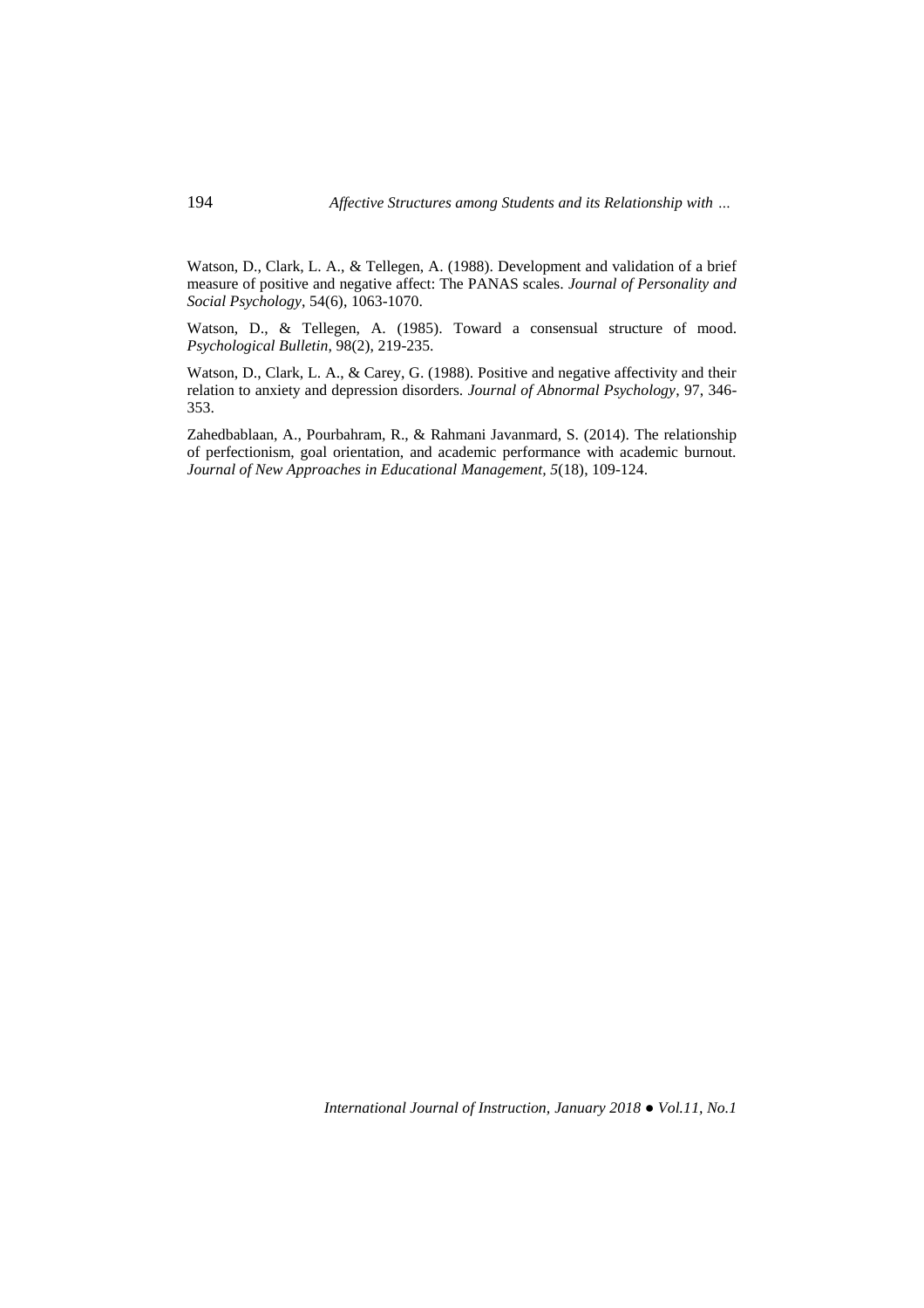Watson, D., Clark, L. A., & Tellegen, A. (1988). Development and validation of a brief measure of positive and negative affect: The PANAS scales. *Journal of Personality and Social Psychology*, 54(6), 1063-1070.

Watson, D., & Tellegen, A. (1985). Toward a consensual structure of mood. *Psychological Bulletin*, 98(2), 219-235.

Watson, D., Clark, L. A., & Carey, G. (1988). Positive and negative affectivity and their relation to anxiety and depression disorders. *Journal of Abnormal Psychology*, 97, 346-353.

Zahedbablaan, A., Pourbahram, R., & Rahmani Javanmard, S. (2014). The relationship of perfectionism, goal orientation, and academic performance with academic burnout. *Journal of New Approaches in Educational Management, 5*(18), 109-124.